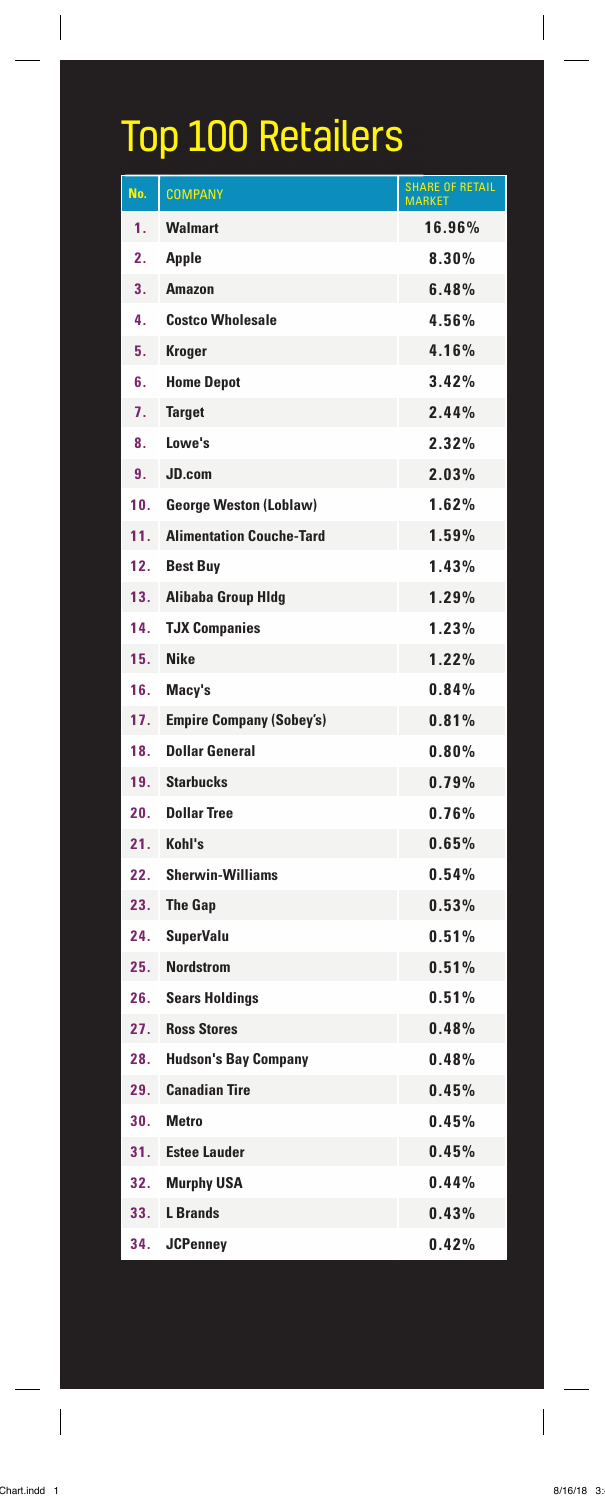# Top 100 Retailers

| No. | COMPANY | SHARE OF RETAIL MARKET |
|---|---|---|
| 1. | **Walmart** | 16.96% |
| 2. | **Apple** | 8.30% |
| 3. | **Amazon** | 6.48% |
| 4. | **Costco Wholesale** | 4.56% |
| 5. | **Kroger** | 4.16% |
| 6. | **Home Depot** | 3.42% |
| 7. | **Target** | 2.44% |
| 8. | **Lowe's** | 2.32% |
| 9. | **JD.com** | 2.03% |
| 10. | **George Weston (Loblaw)** | 1.62% |
| 11. | **Alimentation Couche-Tard** | 1.59% |
| 12. | **Best Buy** | 1.43% |
| 13. | **Alibaba Group Hldg** | 1.29% |
| 14. | **TJX Companies** | 1.23% |
| 15. | **Nike** | 1.22% |
| 16. | **Macy's** | 0.84% |
| 17. | **Empire Company (Sobey's)** | 0.81% |
| 18. | **Dollar General** | 0.80% |
| 19. | **Starbucks** | 0.79% |
| 20. | **Dollar Tree** | 0.76% |
| 21. | **Kohl's** | 0.65% |
| 22. | **Sherwin-Williams** | 0.54% |
| 23. | **The Gap** | 0.53% |
| 24. | **SuperValu** | 0.51% |
| 25. | **Nordstrom** | 0.51% |
| 26. | **Sears Holdings** | 0.51% |
| 27. | **Ross Stores** | 0.48% |
| 28. | **Hudson's Bay Company** | 0.48% |
| 29. | **Canadian Tire** | 0.45% |
| 30. | **Metro** | 0.45% |
| 31. | **Estee Lauder** | 0.45% |
| 32. | **Murphy USA** | 0.44% |
| 33. | **L Brands** | 0.43% |
| 34. | **JCPenney** | 0.42% |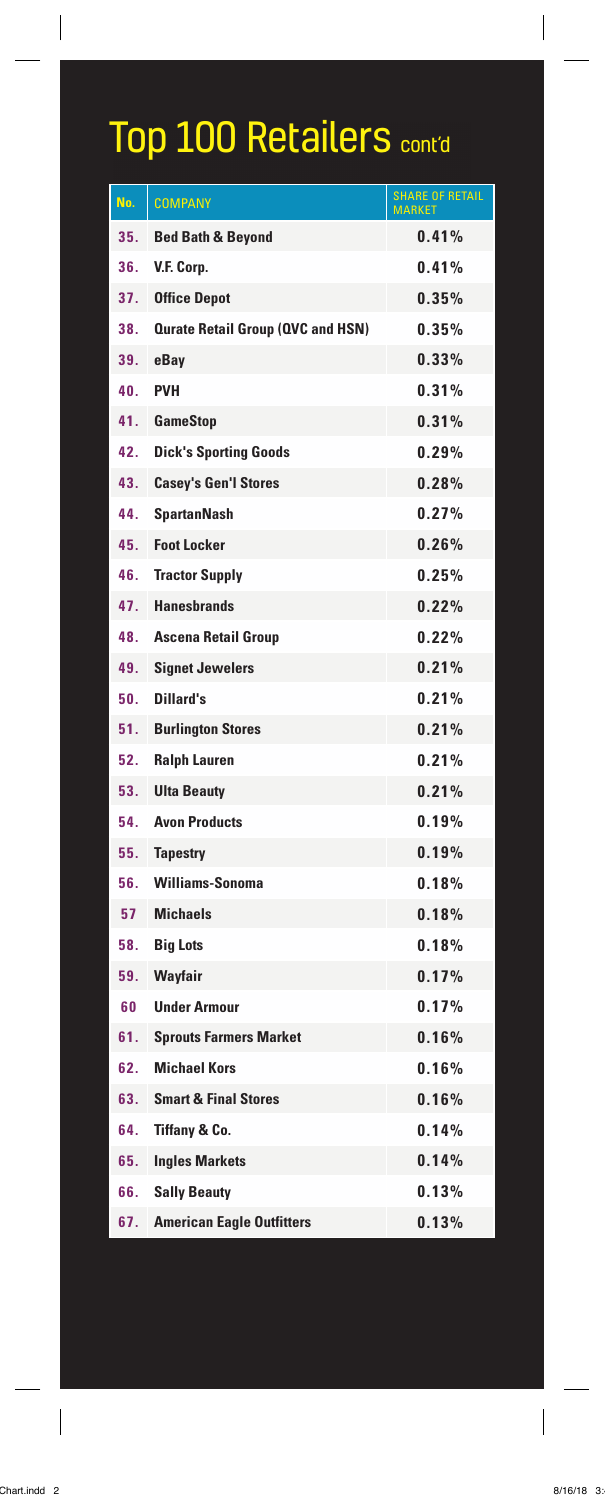# Top 100 Retailers cont'd

| No. | COMPANY | SHARE OF RETAIL MARKET |
|---|---|---|
| 35. | **Bed Bath & Beyond** | 0.41% |
| 36. | **V.F. Corp.** | 0.41% |
| 37. | **Office Depot** | 0.35% |
| 38. | **Qurate Retail Group (QVC and HSN)** | 0.35% |
| 39. | **eBay** | 0.33% |
| 40. | **PVH** | 0.31% |
| 41. | **GameStop** | 0.31% |
| 42. | **Dick's Sporting Goods** | 0.29% |
| 43. | **Casey's Gen'l Stores** | 0.28% |
| 44. | **SpartanNash** | 0.27% |
| 45. | **Foot Locker** | 0.26% |
| 46. | **Tractor Supply** | 0.25% |
| 47. | **Hanesbrands** | 0.22% |
| 48. | **Ascena Retail Group** | 0.22% |
| 49. | **Signet Jewelers** | 0.21% |
| 50. | **Dillard's** | 0.21% |
| 51. | **Burlington Stores** | 0.21% |
| 52. | **Ralph Lauren** | 0.21% |
| 53. | **Ulta Beauty** | 0.21% |
| 54. | **Avon Products** | 0.19% |
| 55. | **Tapestry** | 0.19% |
| 56. | **Williams-Sonoma** | 0.18% |
| 57 | **Michaels** | 0.18% |
| 58. | **Big Lots** | 0.18% |
| 59. | **Wayfair** | 0.17% |
| 60 | **Under Armour** | 0.17% |
| 61. | **Sprouts Farmers Market** | 0.16% |
| 62. | **Michael Kors** | 0.16% |
| 63. | **Smart & Final Stores** | 0.16% |
| 64. | **Tiffany & Co.** | 0.14% |
| 65. | **Ingles Markets** | 0.14% |
| 66. | **Sally Beauty** | 0.13% |
| 67. | **American Eagle Outfitters** | 0.13% |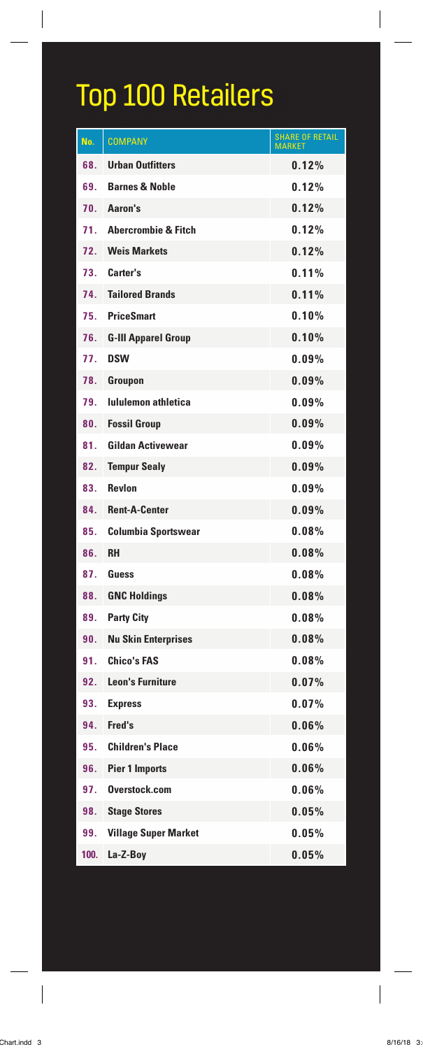# Top 100 Retailers

| No. | COMPANY | SHARE OF RETAIL MARKET |
| --- | --- | --- |
| 68. | Urban Outfitters | 0.12% |
| 69. | Barnes & Noble | 0.12% |
| 70. | Aaron's | 0.12% |
| 71. | Abercrombie & Fitch | 0.12% |
| 72. | Weis Markets | 0.12% |
| 73. | Carter's | 0.11% |
| 74. | Tailored Brands | 0.11% |
| 75. | PriceSmart | 0.10% |
| 76. | G-III Apparel Group | 0.10% |
| 77. | DSW | 0.09% |
| 78. | Groupon | 0.09% |
| 79. | lululemon athletica | 0.09% |
| 80. | Fossil Group | 0.09% |
| 81. | Gildan Activewear | 0.09% |
| 82. | Tempur Sealy | 0.09% |
| 83. | Revlon | 0.09% |
| 84. | Rent-A-Center | 0.09% |
| 85. | Columbia Sportswear | 0.08% |
| 86. | RH | 0.08% |
| 87. | Guess | 0.08% |
| 88. | GNC Holdings | 0.08% |
| 89. | Party City | 0.08% |
| 90. | Nu Skin Enterprises | 0.08% |
| 91. | Chico's FAS | 0.08% |
| 92. | Leon's Furniture | 0.07% |
| 93. | Express | 0.07% |
| 94. | Fred's | 0.06% |
| 95. | Children's Place | 0.06% |
| 96. | Pier 1 Imports | 0.06% |
| 97. | Overstock.com | 0.06% |
| 98. | Stage Stores | 0.05% |
| 99. | Village Super Market | 0.05% |
| 100. | La-Z-Boy | 0.05% |